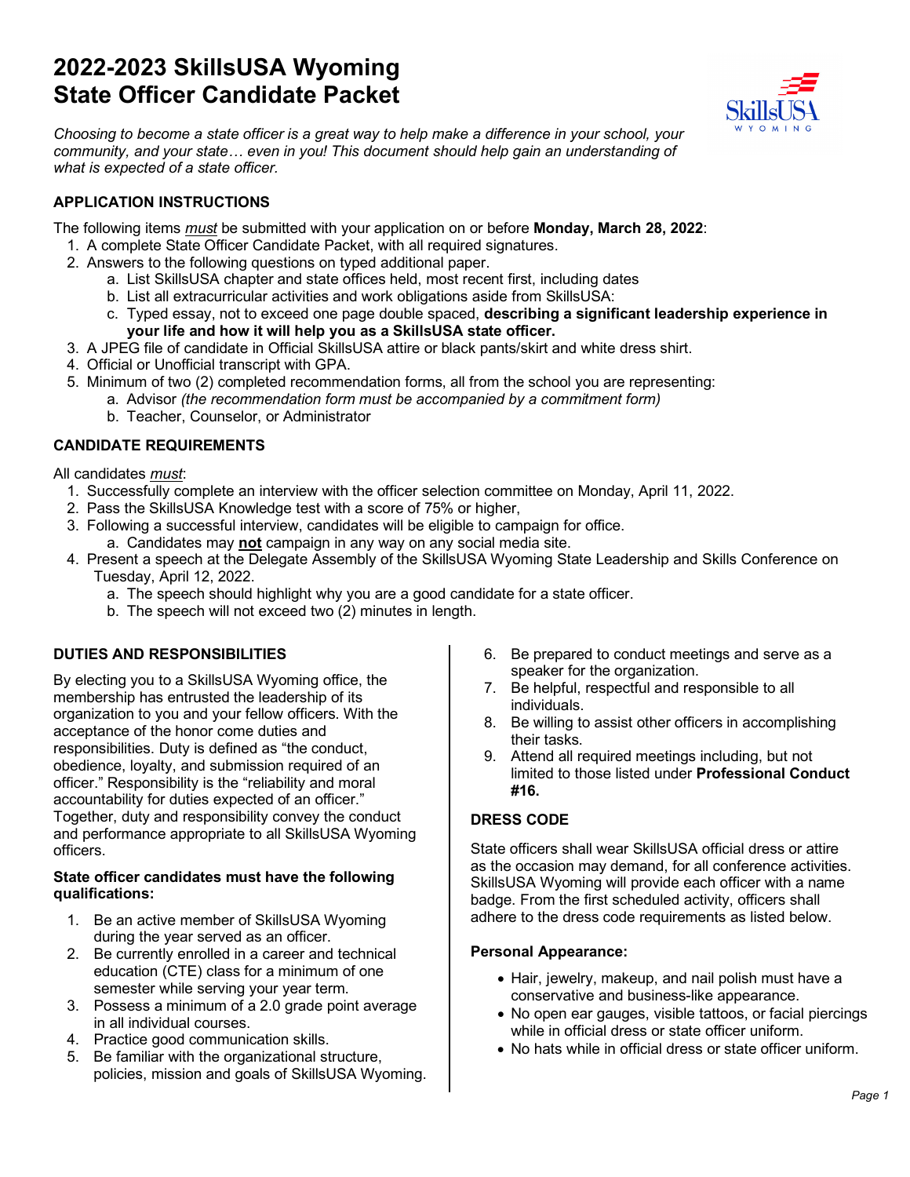# 2022-2023 SkillsUSA Wyoming State Officer Candidate Packet

*Choosing to become a state officer is a great way to help make a difference in your school, your community, and your state… even in you! This document should help gain an understanding of what is expected of a state officer.*

## APPLICATION INSTRUCTIONS

The following items *must* be submitted with your application on or before **Monday, March 28, 2022**:

1. A complete State Officer Candidate Packet, with all required signatures.
2. Answers to the following questions on typed additional paper.
   a. List SkillsUSA chapter and state offices held, most recent first, including dates
   b. List all extracurricular activities and work obligations aside from SkillsUSA:
   c. Typed essay, not to exceed one page double spaced, **describing a significant leadership experience in your life and how it will help you as a SkillsUSA state officer.**
3. A JPEG file of candidate in Official SkillsUSA attire or black pants/skirt and white dress shirt.
4. Official or Unofficial transcript with GPA.
5. Minimum of two (2) completed recommendation forms, all from the school you are representing:
   a. Advisor *(the recommendation form must be accompanied by a commitment form)*
   b. Teacher, Counselor, or Administrator

## CANDIDATE REQUIREMENTS

All candidates *must*:

1. Successfully complete an interview with the officer selection committee on Monday, April 11, 2022.
2. Pass the SkillsUSA Knowledge test with a score of 75% or higher,
3. Following a successful interview, candidates will be eligible to campaign for office.
   a. Candidates may **not** campaign in any way on any social media site.
4. Present a speech at the Delegate Assembly of the SkillsUSA Wyoming State Leadership and Skills Conference on Tuesday, April 12, 2022.
   a. The speech should highlight why you are a good candidate for a state officer.
   b. The speech will not exceed two (2) minutes in length.

## DUTIES AND RESPONSIBILITIES

By electing you to a SkillsUSA Wyoming office, the membership has entrusted the leadership of its organization to you and your fellow officers. With the acceptance of the honor come duties and responsibilities. Duty is defined as "the conduct, obedience, loyalty, and submission required of an officer." Responsibility is the "reliability and moral accountability for duties expected of an officer." Together, duty and responsibility convey the conduct and performance appropriate to all SkillsUSA Wyoming officers.

**State officer candidates must have the following qualifications:**

1. Be an active member of SkillsUSA Wyoming during the year served as an officer.
2. Be currently enrolled in a career and technical education (CTE) class for a minimum of one semester while serving your year term.
3. Possess a minimum of a 2.0 grade point average in all individual courses.
4. Practice good communication skills.
5. Be familiar with the organizational structure, policies, mission and goals of SkillsUSA Wyoming.
6. Be prepared to conduct meetings and serve as a speaker for the organization.
7. Be helpful, respectful and responsible to all individuals.
8. Be willing to assist other officers in accomplishing their tasks.
9. Attend all required meetings including, but not limited to those listed under **Professional Conduct #16.**

## DRESS CODE

State officers shall wear SkillsUSA official dress or attire as the occasion may demand, for all conference activities. SkillsUSA Wyoming will provide each officer with a name badge. From the first scheduled activity, officers shall adhere to the dress code requirements as listed below.

**Personal Appearance:**

- Hair, jewelry, makeup, and nail polish must have a conservative and business-like appearance.
- No open ear gauges, visible tattoos, or facial piercings while in official dress or state officer uniform.
- No hats while in official dress or state officer uniform.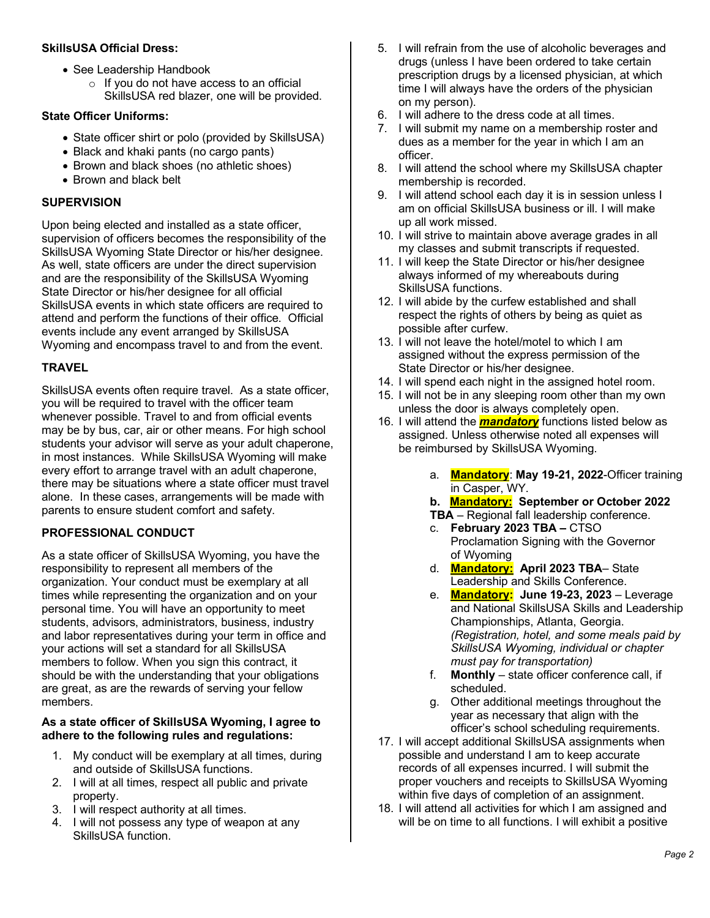**SkillsUSA Official Dress:**

- See Leadership Handbook
  - If you do not have access to an official SkillsUSA red blazer, one will be provided.

**State Officer Uniforms:**

- State officer shirt or polo (provided by SkillsUSA)
- Black and khaki pants (no cargo pants)
- Brown and black shoes (no athletic shoes)
- Brown and black belt

**SUPERVISION**

Upon being elected and installed as a state officer, supervision of officers becomes the responsibility of the SkillsUSA Wyoming State Director or his/her designee. As well, state officers are under the direct supervision and are the responsibility of the SkillsUSA Wyoming State Director or his/her designee for all official SkillsUSA events in which state officers are required to attend and perform the functions of their office. Official events include any event arranged by SkillsUSA Wyoming and encompass travel to and from the event.

**TRAVEL**

SkillsUSA events often require travel. As a state officer, you will be required to travel with the officer team whenever possible. Travel to and from official events may be by bus, car, air or other means. For high school students your advisor will serve as your adult chaperone, in most instances. While SkillsUSA Wyoming will make every effort to arrange travel with an adult chaperone, there may be situations where a state officer must travel alone. In these cases, arrangements will be made with parents to ensure student comfort and safety.

**PROFESSIONAL CONDUCT**

As a state officer of SkillsUSA Wyoming, you have the responsibility to represent all members of the organization. Your conduct must be exemplary at all times while representing the organization and on your personal time. You will have an opportunity to meet students, advisors, administrators, business, industry and labor representatives during your term in office and your actions will set a standard for all SkillsUSA members to follow. When you sign this contract, it should be with the understanding that your obligations are great, as are the rewards of serving your fellow members.

**As a state officer of SkillsUSA Wyoming, I agree to adhere to the following rules and regulations:**

1. My conduct will be exemplary at all times, during and outside of SkillsUSA functions.
2. I will at all times, respect all public and private property.
3. I will respect authority at all times.
4. I will not possess any type of weapon at any SkillsUSA function.
5. I will refrain from the use of alcoholic beverages and drugs (unless I have been ordered to take certain prescription drugs by a licensed physician, at which time I will always have the orders of the physician on my person).
6. I will adhere to the dress code at all times.
7. I will submit my name on a membership roster and dues as a member for the year in which I am an officer.
8. I will attend the school where my SkillsUSA chapter membership is recorded.
9. I will attend school each day it is in session unless I am on official SkillsUSA business or ill. I will make up all work missed.
10. I will strive to maintain above average grades in all my classes and submit transcripts if requested.
11. I will keep the State Director or his/her designee always informed of my whereabouts during SkillsUSA functions.
12. I will abide by the curfew established and shall respect the rights of others by being as quiet as possible after curfew.
13. I will not leave the hotel/motel to which I am assigned without the express permission of the State Director or his/her designee.
14. I will spend each night in the assigned hotel room.
15. I will not be in any sleeping room other than my own unless the door is always completely open.
16. I will attend the ***mandatory*** functions listed below as assigned. Unless otherwise noted all expenses will be reimbursed by SkillsUSA Wyoming.
    a. **Mandatory**: **May 19-21, 2022**-Officer training in Casper, WY.
    b. **Mandatory: September or October 2022 TBA** – Regional fall leadership conference.
    c. **February 2023 TBA –** CTSO Proclamation Signing with the Governor of Wyoming
    d. **Mandatory: April 2023 TBA**– State Leadership and Skills Conference.
    e. **Mandatory: June 19-23, 2023** – Leverage and National SkillsUSA Skills and Leadership Championships, Atlanta, Georgia. *(Registration, hotel, and some meals paid by SkillsUSA Wyoming, individual or chapter must pay for transportation)*
    f. **Monthly** – state officer conference call, if scheduled.
    g. Other additional meetings throughout the year as necessary that align with the officer's school scheduling requirements.
17. I will accept additional SkillsUSA assignments when possible and understand I am to keep accurate records of all expenses incurred. I will submit the proper vouchers and receipts to SkillsUSA Wyoming within five days of completion of an assignment.
18. I will attend all activities for which I am assigned and will be on time to all functions. I will exhibit a positive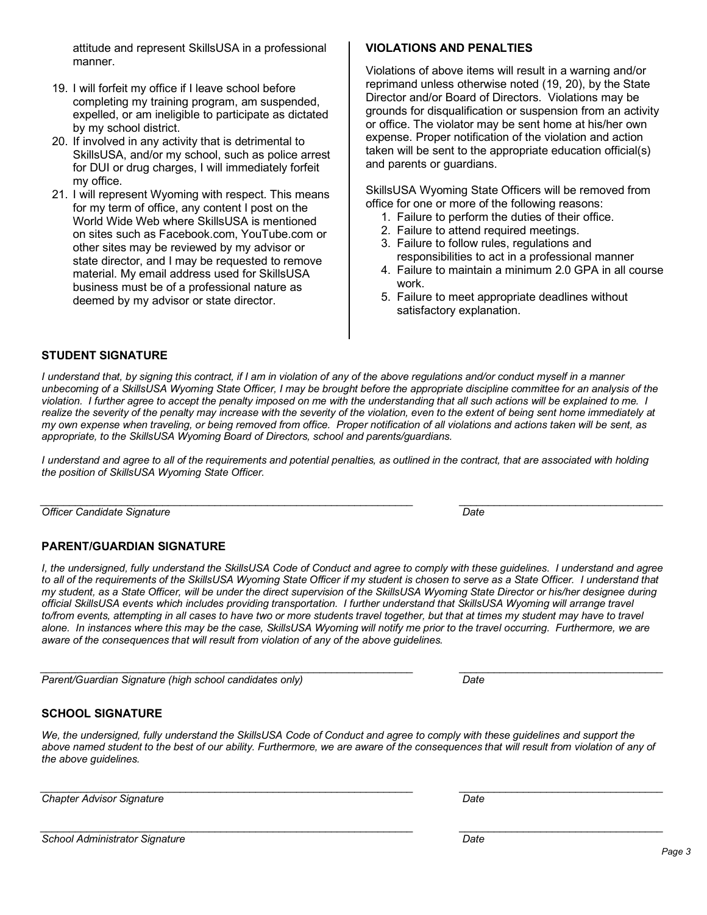attitude and represent SkillsUSA in a professional manner.

19. I will forfeit my office if I leave school before completing my training program, am suspended, expelled, or am ineligible to participate as dictated by my school district.
20. If involved in any activity that is detrimental to SkillsUSA, and/or my school, such as police arrest for DUI or drug charges, I will immediately forfeit my office.
21. I will represent Wyoming with respect. This means for my term of office, any content I post on the World Wide Web where SkillsUSA is mentioned on sites such as Facebook.com, YouTube.com or other sites may be reviewed by my advisor or state director, and I may be requested to remove material. My email address used for SkillsUSA business must be of a professional nature as deemed by my advisor or state director.

**VIOLATIONS AND PENALTIES**

Violations of above items will result in a warning and/or reprimand unless otherwise noted (19, 20), by the State Director and/or Board of Directors. Violations may be grounds for disqualification or suspension from an activity or office. The violator may be sent home at his/her own expense. Proper notification of the violation and action taken will be sent to the appropriate education official(s) and parents or guardians.

SkillsUSA Wyoming State Officers will be removed from office for one or more of the following reasons:

1. Failure to perform the duties of their office.
2. Failure to attend required meetings.
3. Failure to follow rules, regulations and responsibilities to act in a professional manner
4. Failure to maintain a minimum 2.0 GPA in all course work.
5. Failure to meet appropriate deadlines without satisfactory explanation.

**STUDENT SIGNATURE**

*I understand that, by signing this contract, if I am in violation of any of the above regulations and/or conduct myself in a manner unbecoming of a SkillsUSA Wyoming State Officer, I may be brought before the appropriate discipline committee for an analysis of the violation. I further agree to accept the penalty imposed on me with the understanding that all such actions will be explained to me. I realize the severity of the penalty may increase with the severity of the violation, even to the extent of being sent home immediately at my own expense when traveling, or being removed from office. Proper notification of all violations and actions taken will be sent, as appropriate, to the SkillsUSA Wyoming Board of Directors, school and parents/guardians.*

*I understand and agree to all of the requirements and potential penalties, as outlined in the contract, that are associated with holding the position of SkillsUSA Wyoming State Officer.*

_______________________________________________ _______________________

*Officer Candidate Signature* *Date*

**PARENT/GUARDIAN SIGNATURE**

*I, the undersigned, fully understand the SkillsUSA Code of Conduct and agree to comply with these guidelines. I understand and agree to all of the requirements of the SkillsUSA Wyoming State Officer if my student is chosen to serve as a State Officer. I understand that my student, as a State Officer, will be under the direct supervision of the SkillsUSA Wyoming State Director or his/her designee during official SkillsUSA events which includes providing transportation. I further understand that SkillsUSA Wyoming will arrange travel to/from events, attempting in all cases to have two or more students travel together, but that at times my student may have to travel alone. In instances where this may be the case, SkillsUSA Wyoming will notify me prior to the travel occurring. Furthermore, we are aware of the consequences that will result from violation of any of the above guidelines.*

_______________________________________________ _______________________

*Parent/Guardian Signature (high school candidates only)* *Date*

**SCHOOL SIGNATURE**

*We, the undersigned, fully understand the SkillsUSA Code of Conduct and agree to comply with these guidelines and support the above named student to the best of our ability. Furthermore, we are aware of the consequences that will result from violation of any of the above guidelines.*

_______________________________________________ _______________________

*Chapter Advisor Signature* *Date*

_______________________________________________ _______________________

*School Administrator Signature* *Date*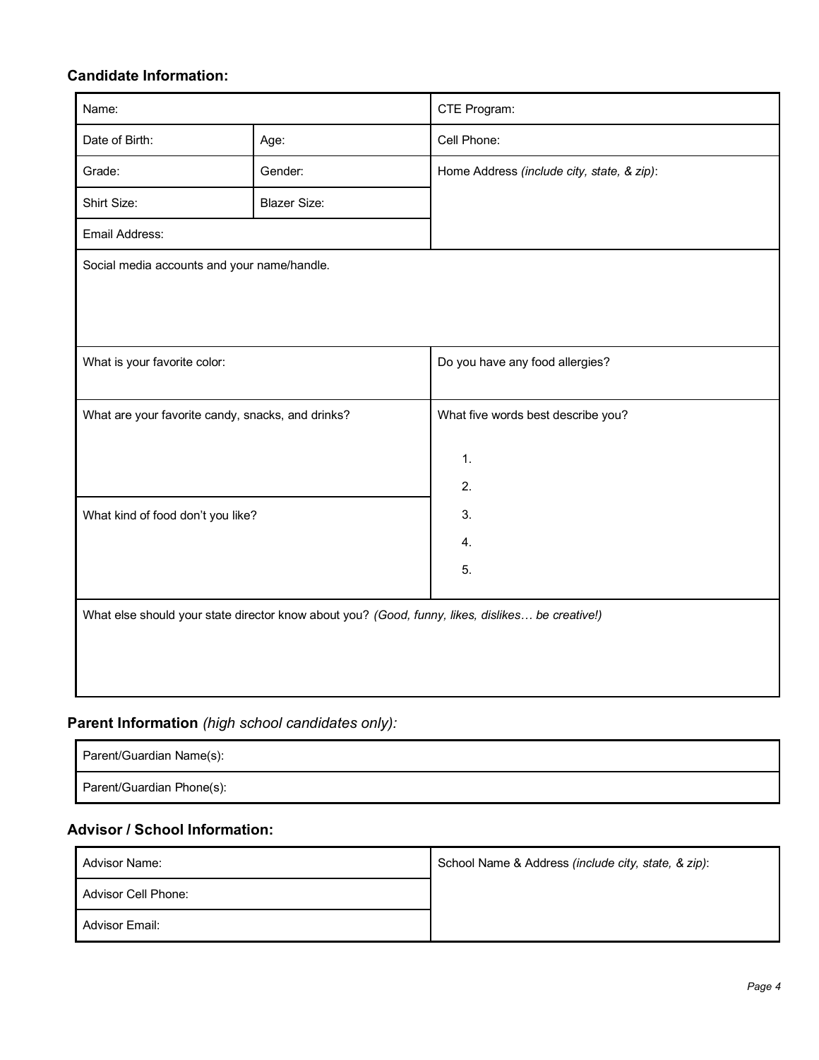**Candidate Information:**

| Name: | | CTE Program: |
|---|---|---|
| Date of Birth: | Age: | Cell Phone: |
| Grade: | Gender: | Home Address *(include city, state, & zip)*: |
| Shirt Size: | Blazer Size: | |
| Email Address: | | |
| Social media accounts and your name/handle. | | |
| What is your favorite color: | | Do you have any food allergies? |
| What are your favorite candy, snacks, and drinks? | | What five words best describe you?<br>1.<br>2.<br>3.<br>4.<br>5. |
| What kind of food don't you like? | | |
| What else should your state director know about you? *(Good, funny, likes, dislikes… be creative!)* | | |

**Parent Information** *(high school candidates only):*

| Parent/Guardian Name(s): |
|---|
| Parent/Guardian Phone(s): |

**Advisor / School Information:**

| Advisor Name: | School Name & Address *(include city, state, & zip)*: |
|---|---|
| Advisor Cell Phone: | |
| Advisor Email: | |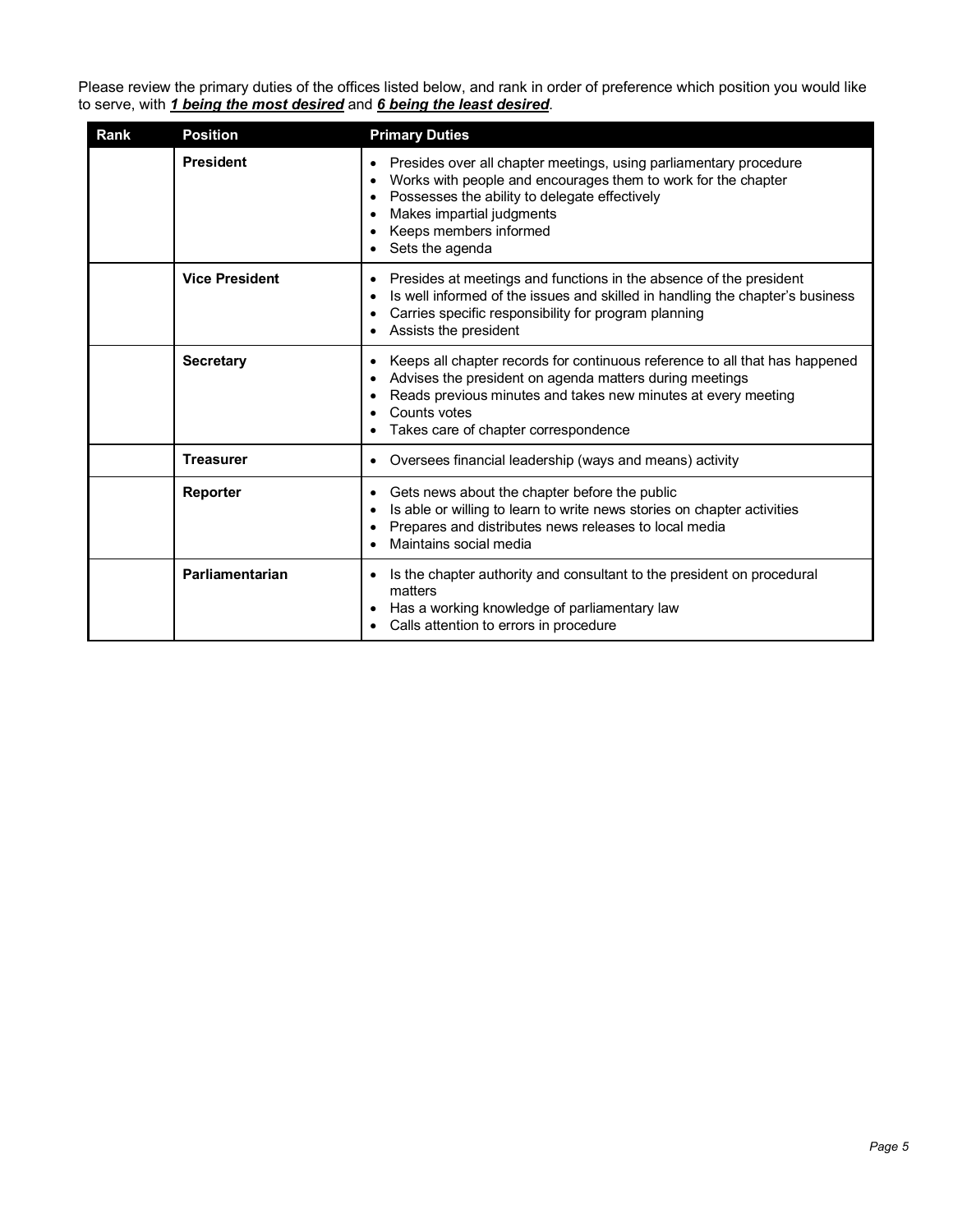Please review the primary duties of the offices listed below, and rank in order of preference which position you would like to serve, with ***1 being the most desired*** and ***6 being the least desired***.

| Rank | Position | Primary Duties |
|---|---|---|
| | **President** | • Presides over all chapter meetings, using parliamentary procedure<br>• Works with people and encourages them to work for the chapter<br>• Possesses the ability to delegate effectively<br>• Makes impartial judgments<br>• Keeps members informed<br>• Sets the agenda |
| | **Vice President** | • Presides at meetings and functions in the absence of the president<br>• Is well informed of the issues and skilled in handling the chapter's business<br>• Carries specific responsibility for program planning<br>• Assists the president |
| | **Secretary** | • Keeps all chapter records for continuous reference to all that has happened<br>• Advises the president on agenda matters during meetings<br>• Reads previous minutes and takes new minutes at every meeting<br>• Counts votes<br>• Takes care of chapter correspondence |
| | **Treasurer** | • Oversees financial leadership (ways and means) activity |
| | **Reporter** | • Gets news about the chapter before the public<br>• Is able or willing to learn to write news stories on chapter activities<br>• Prepares and distributes news releases to local media<br>• Maintains social media |
| | **Parliamentarian** | • Is the chapter authority and consultant to the president on procedural matters<br>• Has a working knowledge of parliamentary law<br>• Calls attention to errors in procedure |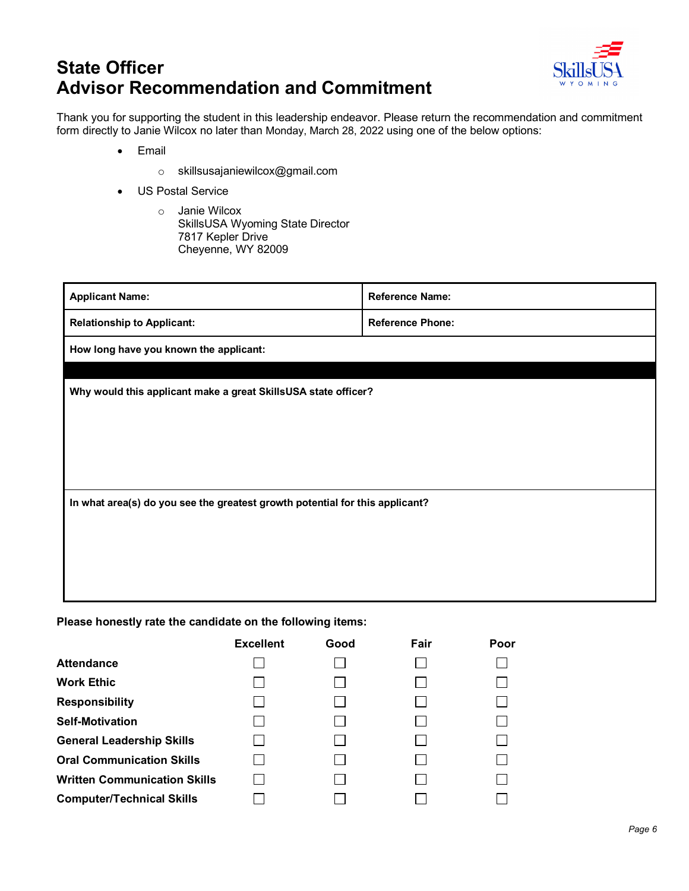# State Officer
# Advisor Recommendation and Commitment

Thank you for supporting the student in this leadership endeavor. Please return the recommendation and commitment form directly to Janie Wilcox no later than Monday, March 28, 2022 using one of the below options:

- Email
  - skillsusajaniewilcox@gmail.com
- US Postal Service
  - Janie Wilcox
    SkillsUSA Wyoming State Director
    7817 Kepler Drive
    Cheyenne, WY 82009

| **Applicant Name:** | **Reference Name:** |
|---|---|
| **Relationship to Applicant:** | **Reference Phone:** |
| **How long have you known the applicant:** | |
| **Why would this applicant make a great SkillsUSA state officer?** | |
| **In what area(s) do you see the greatest growth potential for this applicant?** | |

**Please honestly rate the candidate on the following items:**

| | Excellent | Good | Fair | Poor |
|---|---|---|---|---|
| **Attendance** | ☐ | ☐ | ☐ | ☐ |
| **Work Ethic** | ☐ | ☐ | ☐ | ☐ |
| **Responsibility** | ☐ | ☐ | ☐ | ☐ |
| **Self-Motivation** | ☐ | ☐ | ☐ | ☐ |
| **General Leadership Skills** | ☐ | ☐ | ☐ | ☐ |
| **Oral Communication Skills** | ☐ | ☐ | ☐ | ☐ |
| **Written Communication Skills** | ☐ | ☐ | ☐ | ☐ |
| **Computer/Technical Skills** | ☐ | ☐ | ☐ | ☐ |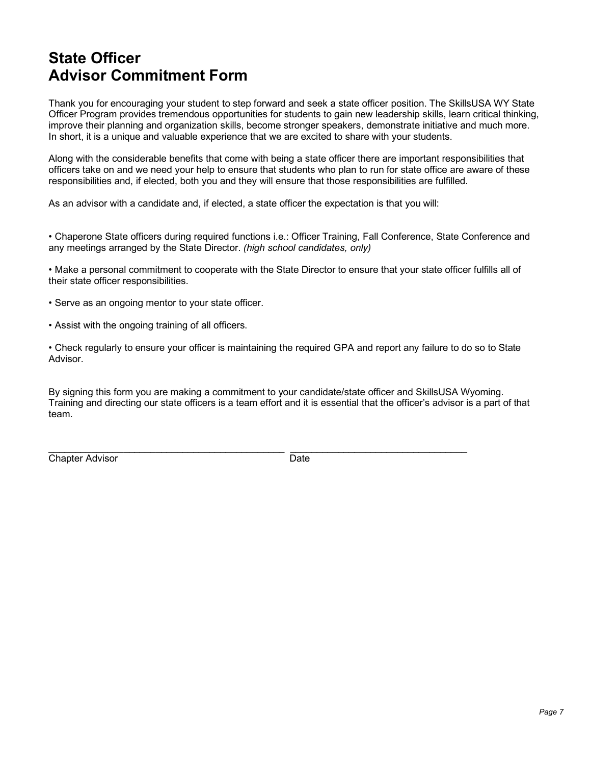# State Officer Advisor Commitment Form

Thank you for encouraging your student to step forward and seek a state officer position. The SkillsUSA WY State Officer Program provides tremendous opportunities for students to gain new leadership skills, learn critical thinking, improve their planning and organization skills, become stronger speakers, demonstrate initiative and much more. In short, it is a unique and valuable experience that we are excited to share with your students.

Along with the considerable benefits that come with being a state officer there are important responsibilities that officers take on and we need your help to ensure that students who plan to run for state office are aware of these responsibilities and, if elected, both you and they will ensure that those responsibilities are fulfilled.

As an advisor with a candidate and, if elected, a state officer the expectation is that you will:

- Chaperone State officers during required functions i.e.: Officer Training, Fall Conference, State Conference and any meetings arranged by the State Director. *(high school candidates, only)*
- Make a personal commitment to cooperate with the State Director to ensure that your state officer fulfills all of their state officer responsibilities.
- Serve as an ongoing mentor to your state officer.
- Assist with the ongoing training of all officers.
- Check regularly to ensure your officer is maintaining the required GPA and report any failure to do so to State Advisor.

By signing this form you are making a commitment to your candidate/state officer and SkillsUSA Wyoming. Training and directing our state officers is a team effort and it is essential that the officer's advisor is a part of that team.

_____________________________________________ _________________________________
Chapter Advisor Date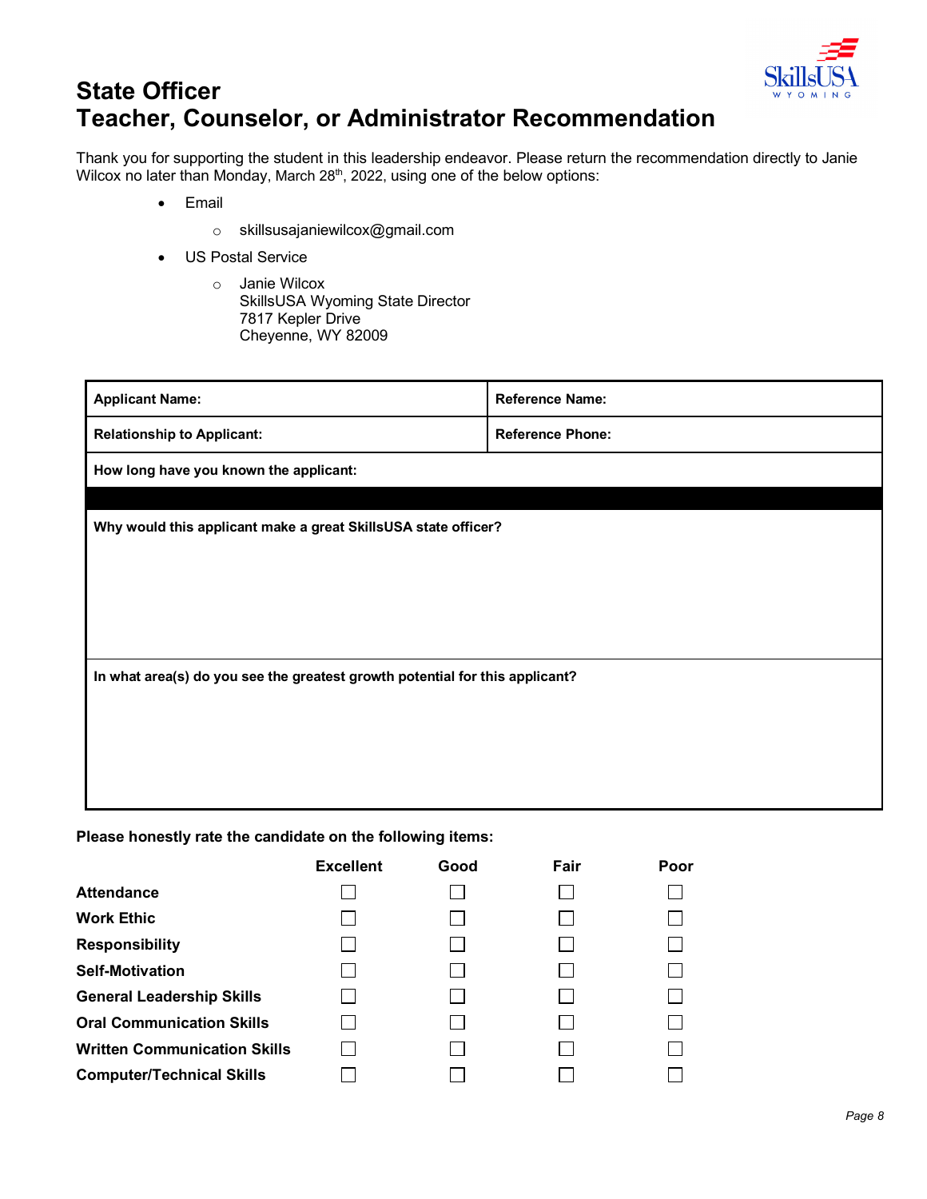# State Officer
# Teacher, Counselor, or Administrator Recommendation

Thank you for supporting the student in this leadership endeavor. Please return the recommendation directly to Janie Wilcox no later than Monday, March 28th, 2022, using one of the below options:

- Email
  - skillsusajaniewilcox@gmail.com
- US Postal Service
  - Janie Wilcox
    SkillsUSA Wyoming State Director
    7817 Kepler Drive
    Cheyenne, WY 82009

| | |
|---|---|
| **Applicant Name:** | **Reference Name:** |
| **Relationship to Applicant:** | **Reference Phone:** |
| **How long have you known the applicant:** | |
| **Why would this applicant make a great SkillsUSA state officer?** | |
| **In what area(s) do you see the greatest growth potential for this applicant?** | |

**Please honestly rate the candidate on the following items:**

| | Excellent | Good | Fair | Poor |
|---|---|---|---|---|
| **Attendance** | ☐ | ☐ | ☐ | ☐ |
| **Work Ethic** | ☐ | ☐ | ☐ | ☐ |
| **Responsibility** | ☐ | ☐ | ☐ | ☐ |
| **Self-Motivation** | ☐ | ☐ | ☐ | ☐ |
| **General Leadership Skills** | ☐ | ☐ | ☐ | ☐ |
| **Oral Communication Skills** | ☐ | ☐ | ☐ | ☐ |
| **Written Communication Skills** | ☐ | ☐ | ☐ | ☐ |
| **Computer/Technical Skills** | ☐ | ☐ | ☐ | ☐ |